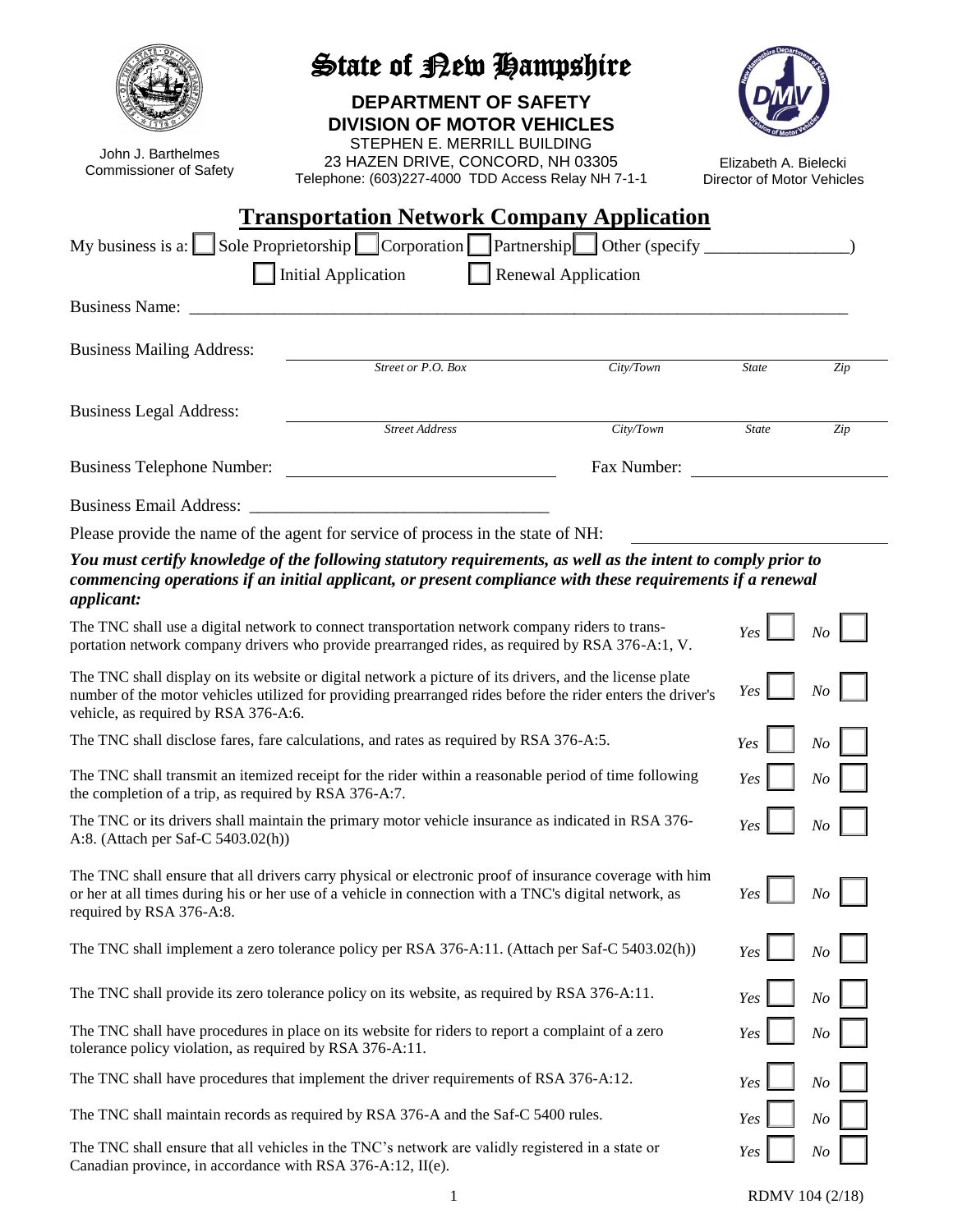# State of New Hampshire

**DEPARTMENT OF SAFETY**
**DIVISION OF MOTOR VEHICLES**
STEPHEN E. MERRILL BUILDING
23 HAZEN DRIVE, CONCORD, NH 03305
Telephone: (603)227-4000 TDD Access Relay NH 7-1-1

John J. Barthelmes
Commissioner of Safety

Elizabeth A. Bielecki
Director of Motor Vehicles

## Transportation Network Company Application

My business is a: ☐ Sole Proprietorship ☐ Corporation ☐ Partnership ☐ Other (specify ________________)

☐ Initial Application ☐ Renewal Application

Business Name: ____________________________________________________________________________

Business Mailing Address: ________________________________________________________________
*Street or P.O. Box* *City/Town* *State* *Zip*

Business Legal Address: ________________________________________________________________
*Street Address* *City/Town* *State* *Zip*

Business Telephone Number: ______________________ Fax Number: ______________________

Business Email Address: ___________________________________

Please provide the name of the agent for service of process in the state of NH: ______________________

***You must certify knowledge of the following statutory requirements, as well as the intent to comply prior to commencing operations if an initial applicant, or present compliance with these requirements if a renewal applicant:***

| Requirement | Yes | No |
|---|---|---|
| The TNC shall use a digital network to connect transportation network company riders to transportation network company drivers who provide prearranged rides, as required by RSA 376-A:1, V. | ☐ | ☐ |
| The TNC shall display on its website or digital network a picture of its drivers, and the license plate number of the motor vehicles utilized for providing prearranged rides before the rider enters the driver's vehicle, as required by RSA 376-A:6. | ☐ | ☐ |
| The TNC shall disclose fares, fare calculations, and rates as required by RSA 376-A:5. | ☐ | ☐ |
| The TNC shall transmit an itemized receipt for the rider within a reasonable period of time following the completion of a trip, as required by RSA 376-A:7. | ☐ | ☐ |
| The TNC or its drivers shall maintain the primary motor vehicle insurance as indicated in RSA 376-A:8. (Attach per Saf-C 5403.02(h)) | ☐ | ☐ |
| The TNC shall ensure that all drivers carry physical or electronic proof of insurance coverage with him or her at all times during his or her use of a vehicle in connection with a TNC's digital network, as required by RSA 376-A:8. | ☐ | ☐ |
| The TNC shall implement a zero tolerance policy per RSA 376-A:11. (Attach per Saf-C 5403.02(h)) | ☐ | ☐ |
| The TNC shall provide its zero tolerance policy on its website, as required by RSA 376-A:11. | ☐ | ☐ |
| The TNC shall have procedures in place on its website for riders to report a complaint of a zero tolerance policy violation, as required by RSA 376-A:11. | ☐ | ☐ |
| The TNC shall have procedures that implement the driver requirements of RSA 376-A:12. | ☐ | ☐ |
| The TNC shall maintain records as required by RSA 376-A and the Saf-C 5400 rules. | ☐ | ☐ |
| The TNC shall ensure that all vehicles in the TNC's network are validly registered in a state or Canadian province, in accordance with RSA 376-A:12, II(e). | ☐ | ☐ |

RDMV 104 (2/18)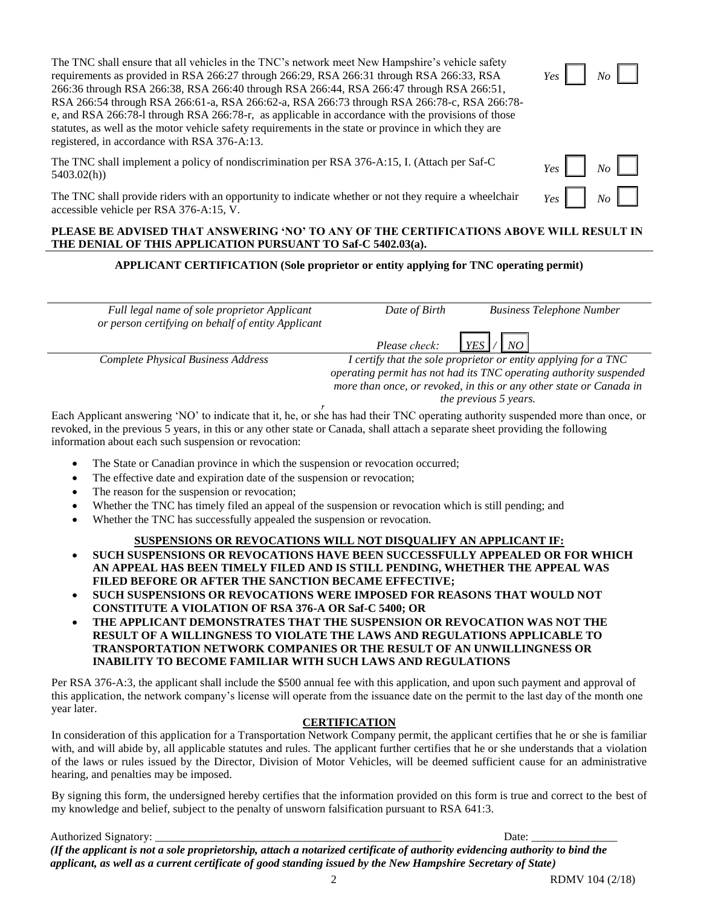The TNC shall ensure that all vehicles in the TNC's network meet New Hampshire's vehicle safety requirements as provided in RSA 266:27 through 266:29, RSA 266:31 through RSA 266:33, RSA 266:36 through RSA 266:38, RSA 266:40 through RSA 266:44, RSA 266:47 through RSA 266:51, RSA 266:54 through RSA 266:61-a, RSA 266:62-a, RSA 266:73 through RSA 266:78-c, RSA 266:78-e, and RSA 266:78-l through RSA 266:78-r, as applicable in accordance with the provisions of those statutes, as well as the motor vehicle safety requirements in the state or province in which they are registered, in accordance with RSA 376-A:13. *Yes* ☐ *No* ☐

The TNC shall implement a policy of nondiscrimination per RSA 376-A:15, I. (Attach per Saf-C 5403.02(h)) *Yes* ☐ *No* ☐

The TNC shall provide riders with an opportunity to indicate whether or not they require a wheelchair accessible vehicle per RSA 376-A:15, V. *Yes* ☐ *No* ☐

**PLEASE BE ADVISED THAT ANSWERING 'NO' TO ANY OF THE CERTIFICATIONS ABOVE WILL RESULT IN THE DENIAL OF THIS APPLICATION PURSUANT TO Saf-C 5402.03(a).**

**APPLICANT CERTIFICATION (Sole proprietor or entity applying for TNC operating permit)**

| | | |
|---|---|---|
| *Full legal name of sole proprietor Applicant or person certifying on behalf of entity Applicant* | *Date of Birth* | *Business Telephone Number* |
| | *Please check:* *YES* / *NO* | |
| *Complete Physical Business Address* | *I certify that the sole proprietor or entity applying for a TNC operating permit has not had its TNC operating authority suspended more than once, or revoked, in this or any other state or Canada in the previous 5 years.* | |

Each Applicant answering 'NO' to indicate that it, he, or she has had their TNC operating authority suspended more than once, or revoked, in the previous 5 years, in this or any other state or Canada, shall attach a separate sheet providing the following information about each such suspension or revocation:

- The State or Canadian province in which the suspension or revocation occurred;
- The effective date and expiration date of the suspension or revocation;
- The reason for the suspension or revocation;
- Whether the TNC has timely filed an appeal of the suspension or revocation which is still pending; and
- Whether the TNC has successfully appealed the suspension or revocation.

**SUSPENSIONS OR REVOCATIONS WILL NOT DISQUALIFY AN APPLICANT IF:**

- **SUCH SUSPENSIONS OR REVOCATIONS HAVE BEEN SUCCESSFULLY APPEALED OR FOR WHICH AN APPEAL HAS BEEN TIMELY FILED AND IS STILL PENDING, WHETHER THE APPEAL WAS FILED BEFORE OR AFTER THE SANCTION BECAME EFFECTIVE;**
- **SUCH SUSPENSIONS OR REVOCATIONS WERE IMPOSED FOR REASONS THAT WOULD NOT CONSTITUTE A VIOLATION OF RSA 376-A OR Saf-C 5400; OR**
- **THE APPLICANT DEMONSTRATES THAT THE SUSPENSION OR REVOCATION WAS NOT THE RESULT OF A WILLINGNESS TO VIOLATE THE LAWS AND REGULATIONS APPLICABLE TO TRANSPORTATION NETWORK COMPANIES OR THE RESULT OF AN UNWILLINGNESS OR INABILITY TO BECOME FAMILIAR WITH SUCH LAWS AND REGULATIONS**

Per RSA 376-A:3, the applicant shall include the $500 annual fee with this application, and upon such payment and approval of this application, the network company's license will operate from the issuance date on the permit to the last day of the month one year later.

**CERTIFICATION**

In consideration of this application for a Transportation Network Company permit, the applicant certifies that he or she is familiar with, and will abide by, all applicable statutes and rules. The applicant further certifies that he or she understands that a violation of the laws or rules issued by the Director, Division of Motor Vehicles, will be deemed sufficient cause for an administrative hearing, and penalties may be imposed.

By signing this form, the undersigned hereby certifies that the information provided on this form is true and correct to the best of my knowledge and belief, subject to the penalty of unsworn falsification pursuant to RSA 641:3.

Authorized Signatory: ____________________________________________________ Date: _______________

***(If the applicant is not a sole proprietorship, attach a notarized certificate of authority evidencing authority to bind the applicant, as well as a current certificate of good standing issued by the New Hampshire Secretary of State)***

RDMV 104 (2/18)